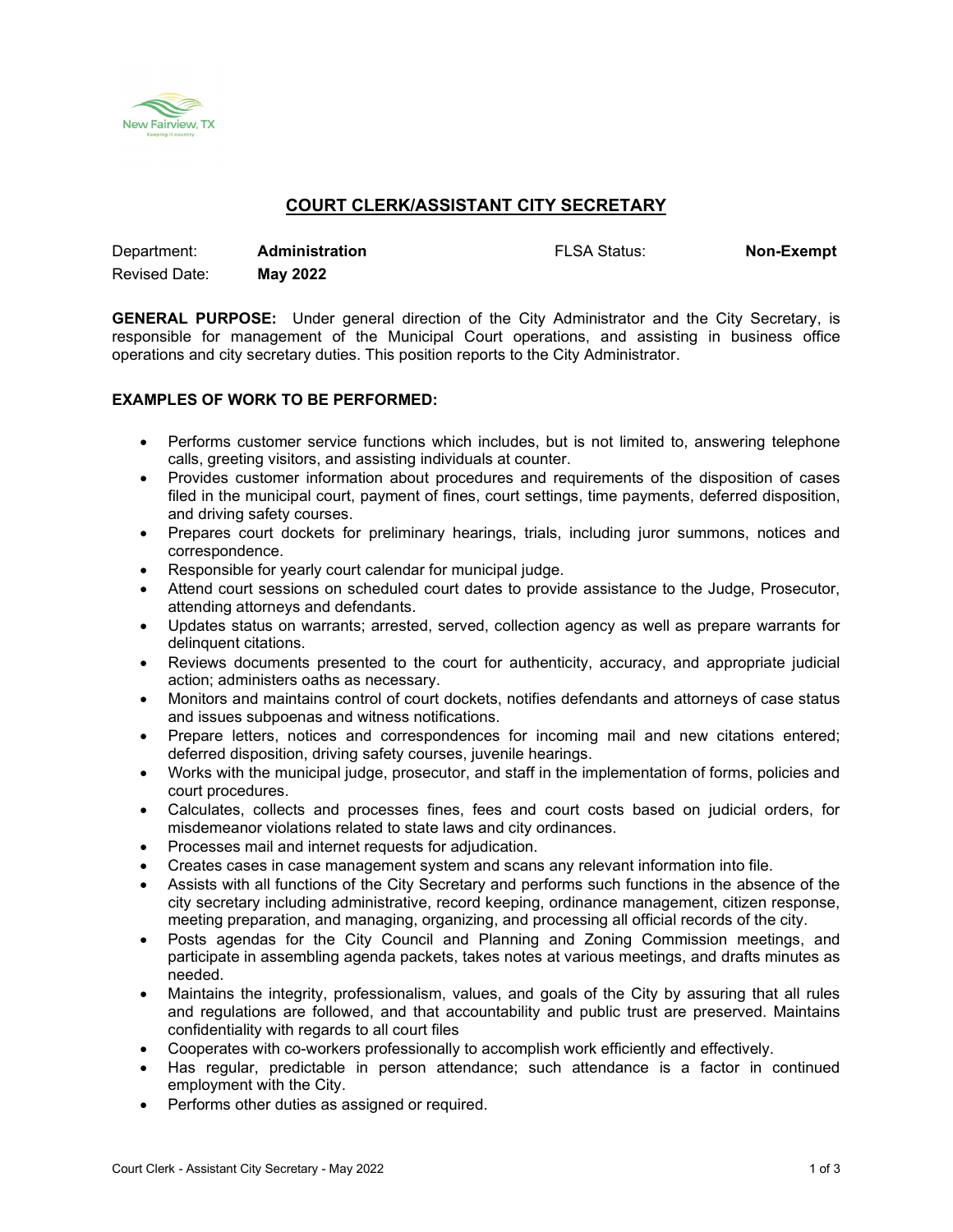New Fairview, TX

Keeping it country

# COURT CLERK/ASSISTANT CITY SECRETARY

Department: **Administration** FLSA Status: **Non-Exempt**

Revised Date: **May 2022**

**GENERAL PURPOSE:** Under general direction of the City Administrator and the City Secretary, is responsible for management of the Municipal Court operations, and assisting in business office operations and city secretary duties. This position reports to the City Administrator.

**EXAMPLES OF WORK TO BE PERFORMED:**

- Performs customer service functions which includes, but is not limited to, answering telephone calls, greeting visitors, and assisting individuals at counter.
- Provides customer information about procedures and requirements of the disposition of cases filed in the municipal court, payment of fines, court settings, time payments, deferred disposition, and driving safety courses.
- Prepares court dockets for preliminary hearings, trials, including juror summons, notices and correspondence.
- Responsible for yearly court calendar for municipal judge.
- Attend court sessions on scheduled court dates to provide assistance to the Judge, Prosecutor, attending attorneys and defendants.
- Updates status on warrants; arrested, served, collection agency as well as prepare warrants for delinquent citations.
- Reviews documents presented to the court for authenticity, accuracy, and appropriate judicial action; administers oaths as necessary.
- Monitors and maintains control of court dockets, notifies defendants and attorneys of case status and issues subpoenas and witness notifications.
- Prepare letters, notices and correspondences for incoming mail and new citations entered; deferred disposition, driving safety courses, juvenile hearings.
- Works with the municipal judge, prosecutor, and staff in the implementation of forms, policies and court procedures.
- Calculates, collects and processes fines, fees and court costs based on judicial orders, for misdemeanor violations related to state laws and city ordinances.
- Processes mail and internet requests for adjudication.
- Creates cases in case management system and scans any relevant information into file.
- Assists with all functions of the City Secretary and performs such functions in the absence of the city secretary including administrative, record keeping, ordinance management, citizen response, meeting preparation, and managing, organizing, and processing all official records of the city.
- Posts agendas for the City Council and Planning and Zoning Commission meetings, and participate in assembling agenda packets, takes notes at various meetings, and drafts minutes as needed.
- Maintains the integrity, professionalism, values, and goals of the City by assuring that all rules and regulations are followed, and that accountability and public trust are preserved. Maintains confidentiality with regards to all court files
- Cooperates with co-workers professionally to accomplish work efficiently and effectively.
- Has regular, predictable in person attendance; such attendance is a factor in continued employment with the City.
- Performs other duties as assigned or required.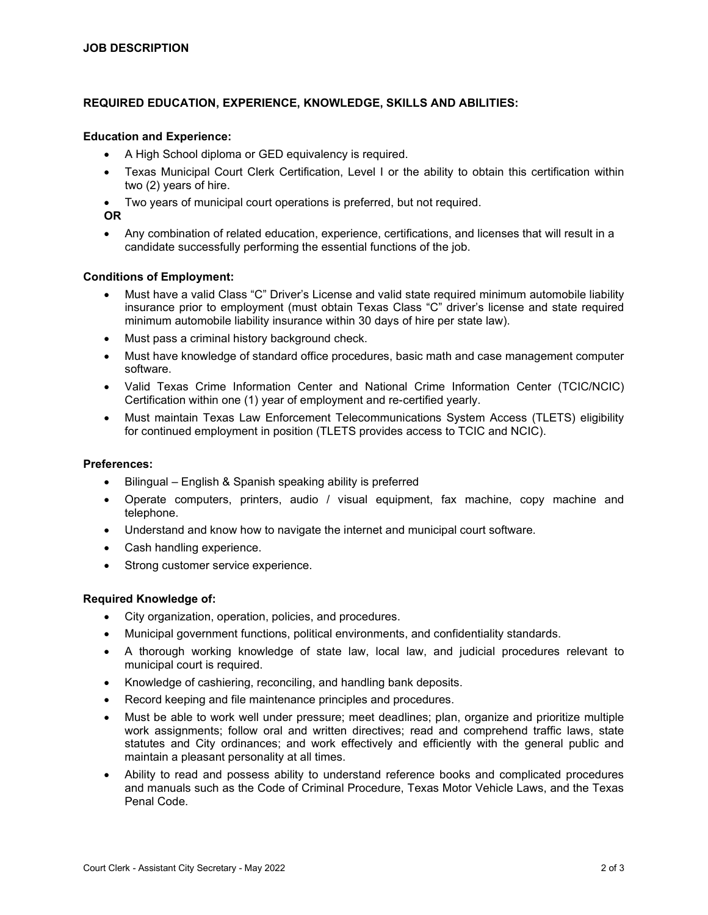**JOB DESCRIPTION**

**REQUIRED EDUCATION, EXPERIENCE, KNOWLEDGE, SKILLS AND ABILITIES:**

**Education and Experience:**

- A High School diploma or GED equivalency is required.
- Texas Municipal Court Clerk Certification, Level I or the ability to obtain this certification within two (2) years of hire.
- Two years of municipal court operations is preferred, but not required.

**OR**

- Any combination of related education, experience, certifications, and licenses that will result in a candidate successfully performing the essential functions of the job.

**Conditions of Employment:**

- Must have a valid Class "C" Driver's License and valid state required minimum automobile liability insurance prior to employment (must obtain Texas Class "C" driver's license and state required minimum automobile liability insurance within 30 days of hire per state law).
- Must pass a criminal history background check.
- Must have knowledge of standard office procedures, basic math and case management computer software.
- Valid Texas Crime Information Center and National Crime Information Center (TCIC/NCIC) Certification within one (1) year of employment and re-certified yearly.
- Must maintain Texas Law Enforcement Telecommunications System Access (TLETS) eligibility for continued employment in position (TLETS provides access to TCIC and NCIC).

**Preferences:**

- Bilingual – English & Spanish speaking ability is preferred
- Operate computers, printers, audio / visual equipment, fax machine, copy machine and telephone.
- Understand and know how to navigate the internet and municipal court software.
- Cash handling experience.
- Strong customer service experience.

**Required Knowledge of:**

- City organization, operation, policies, and procedures.
- Municipal government functions, political environments, and confidentiality standards.
- A thorough working knowledge of state law, local law, and judicial procedures relevant to municipal court is required.
- Knowledge of cashiering, reconciling, and handling bank deposits.
- Record keeping and file maintenance principles and procedures.
- Must be able to work well under pressure; meet deadlines; plan, organize and prioritize multiple work assignments; follow oral and written directives; read and comprehend traffic laws, state statutes and City ordinances; and work effectively and efficiently with the general public and maintain a pleasant personality at all times.
- Ability to read and possess ability to understand reference books and complicated procedures and manuals such as the Code of Criminal Procedure, Texas Motor Vehicle Laws, and the Texas Penal Code.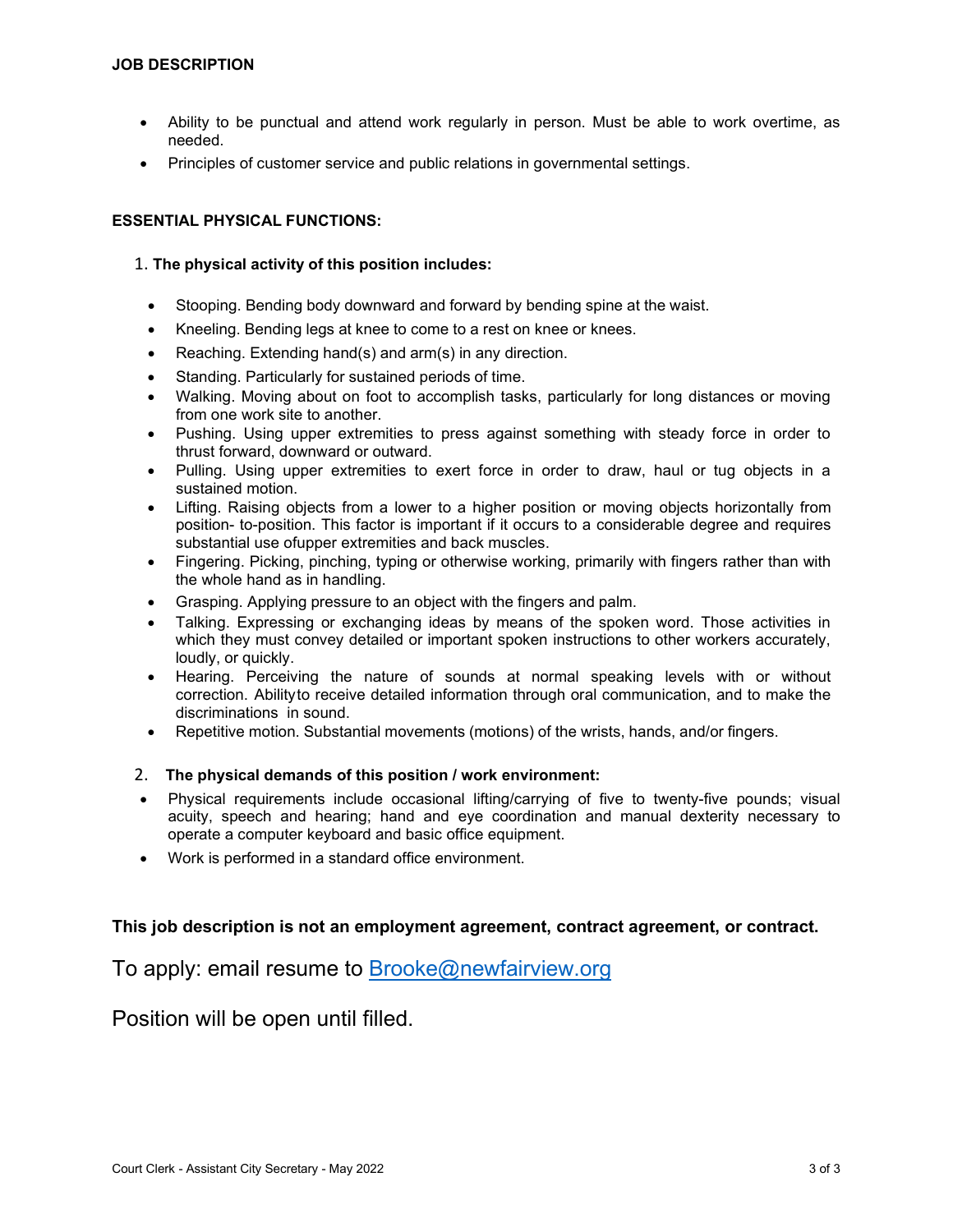**JOB DESCRIPTION**

- Ability to be punctual and attend work regularly in person. Must be able to work overtime, as needed.
- Principles of customer service and public relations in governmental settings.

**ESSENTIAL PHYSICAL FUNCTIONS:**

1. **The physical activity of this position includes:**

- Stooping. Bending body downward and forward by bending spine at the waist.
- Kneeling. Bending legs at knee to come to a rest on knee or knees.
- Reaching. Extending hand(s) and arm(s) in any direction.
- Standing. Particularly for sustained periods of time.
- Walking. Moving about on foot to accomplish tasks, particularly for long distances or moving from one work site to another.
- Pushing. Using upper extremities to press against something with steady force in order to thrust forward, downward or outward.
- Pulling. Using upper extremities to exert force in order to draw, haul or tug objects in a sustained motion.
- Lifting. Raising objects from a lower to a higher position or moving objects horizontally from position- to-position. This factor is important if it occurs to a considerable degree and requires substantial use ofupper extremities and back muscles.
- Fingering. Picking, pinching, typing or otherwise working, primarily with fingers rather than with the whole hand as in handling.
- Grasping. Applying pressure to an object with the fingers and palm.
- Talking. Expressing or exchanging ideas by means of the spoken word. Those activities in which they must convey detailed or important spoken instructions to other workers accurately, loudly, or quickly.
- Hearing. Perceiving the nature of sounds at normal speaking levels with or without correction. Abilityto receive detailed information through oral communication, and to make the discriminations in sound.
- Repetitive motion. Substantial movements (motions) of the wrists, hands, and/or fingers.

2. **The physical demands of this position / work environment:**

- Physical requirements include occasional lifting/carrying of five to twenty-five pounds; visual acuity, speech and hearing; hand and eye coordination and manual dexterity necessary to operate a computer keyboard and basic office equipment.
- Work is performed in a standard office environment.

**This job description is not an employment agreement, contract agreement, or contract.**

To apply: email resume to [Brooke@newfairview.org](mailto:Brooke@newfairview.org)

Position will be open until filled.